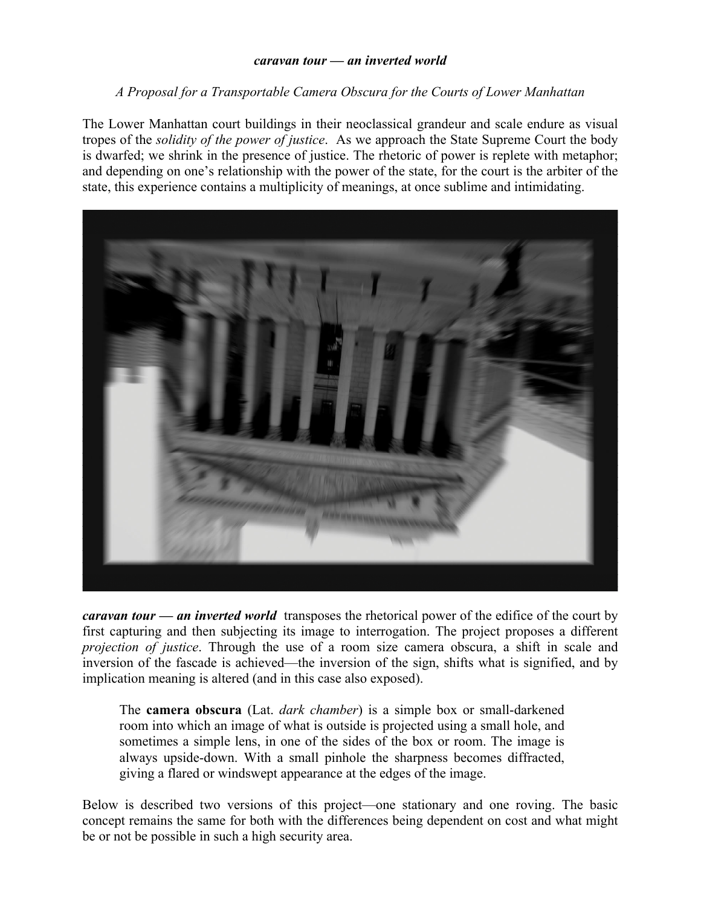***caravan tour — an inverted world***

*A Proposal for a Transportable Camera Obscura for the Courts of Lower Manhattan*

The Lower Manhattan court buildings in their neoclassical grandeur and scale endure as visual tropes of the *solidity of the power of justice*. As we approach the State Supreme Court the body is dwarfed; we shrink in the presence of justice. The rhetoric of power is replete with metaphor; and depending on one's relationship with the power of the state, for the court is the arbiter of the state, this experience contains a multiplicity of meanings, at once sublime and intimidating.

***caravan tour — an inverted world*** transposes the rhetorical power of the edifice of the court by first capturing and then subjecting its image to interrogation. The project proposes a different *projection of justice*. Through the use of a room size camera obscura, a shift in scale and inversion of the fascade is achieved—the inversion of the sign, shifts what is signified, and by implication meaning is altered (and in this case also exposed).

> The **camera obscura** (Lat. *dark chamber*) is a simple box or small-darkened room into which an image of what is outside is projected using a small hole, and sometimes a simple lens, in one of the sides of the box or room. The image is always upside-down. With a small pinhole the sharpness becomes diffracted, giving a flared or windswept appearance at the edges of the image.

Below is described two versions of this project—one stationary and one roving. The basic concept remains the same for both with the differences being dependent on cost and what might be or not be possible in such a high security area.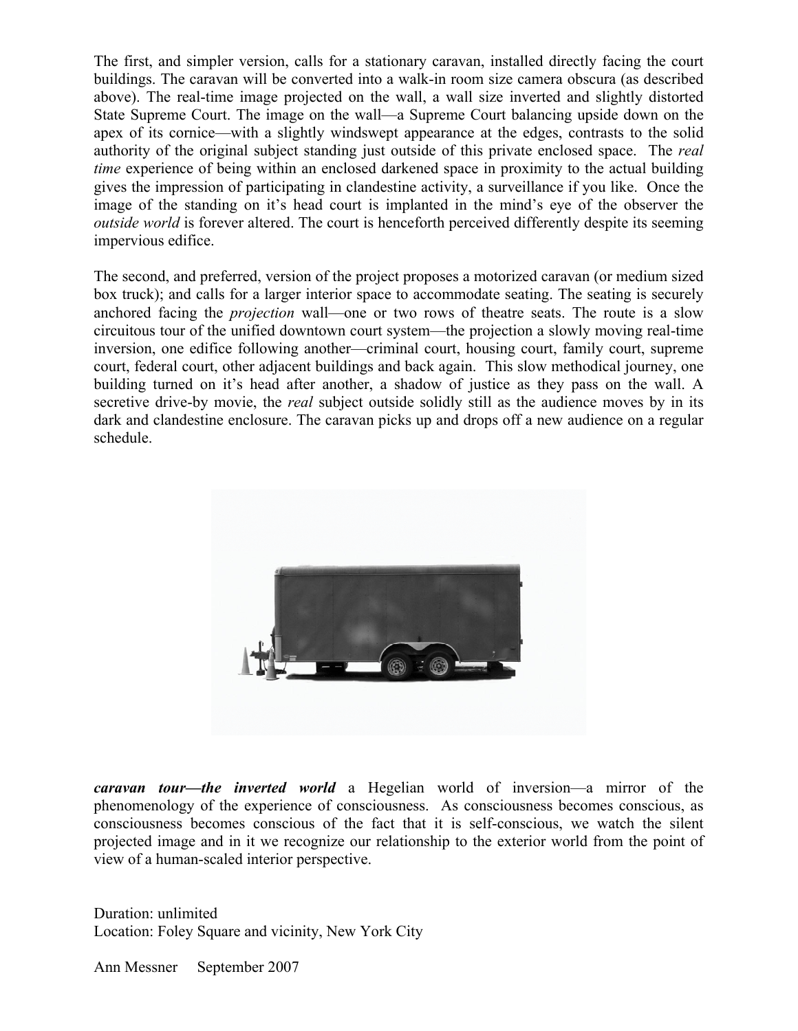The first, and simpler version, calls for a stationary caravan, installed directly facing the court buildings. The caravan will be converted into a walk-in room size camera obscura (as described above). The real-time image projected on the wall, a wall size inverted and slightly distorted State Supreme Court. The image on the wall—a Supreme Court balancing upside down on the apex of its cornice—with a slightly windswept appearance at the edges, contrasts to the solid authority of the original subject standing just outside of this private enclosed space. The *real time* experience of being within an enclosed darkened space in proximity to the actual building gives the impression of participating in clandestine activity, a surveillance if you like. Once the image of the standing on it's head court is implanted in the mind's eye of the observer the *outside world* is forever altered. The court is henceforth perceived differently despite its seeming impervious edifice.

The second, and preferred, version of the project proposes a motorized caravan (or medium sized box truck); and calls for a larger interior space to accommodate seating. The seating is securely anchored facing the *projection* wall—one or two rows of theatre seats. The route is a slow circuitous tour of the unified downtown court system—the projection a slowly moving real-time inversion, one edifice following another—criminal court, housing court, family court, supreme court, federal court, other adjacent buildings and back again. This slow methodical journey, one building turned on it's head after another, a shadow of justice as they pass on the wall. A secretive drive-by movie, the *real* subject outside solidly still as the audience moves by in its dark and clandestine enclosure. The caravan picks up and drops off a new audience on a regular schedule.

***caravan tour—the inverted world*** a Hegelian world of inversion—a mirror of the phenomenology of the experience of consciousness. As consciousness becomes conscious, as consciousness becomes conscious of the fact that it is self-conscious, we watch the silent projected image and in it we recognize our relationship to the exterior world from the point of view of a human-scaled interior perspective.

Duration: unlimited
Location: Foley Square and vicinity, New York City

Ann Messner September 2007